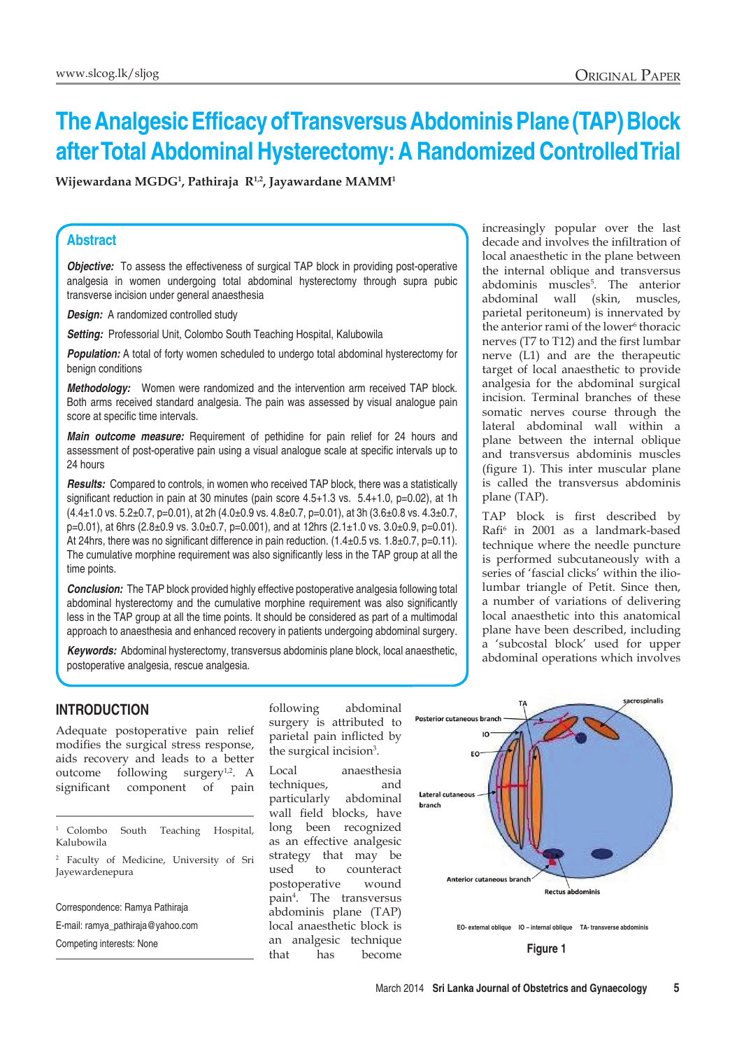# The Analgesic Efficacy of Transversus Abdominis Plane (TAP) Block after Total Abdominal Hysterectomy: A Randomized Controlled Trial

**Wijewardana MGDG[1], Pathiraja R[1,2], Jayawardane MAMM[1]**

## Abstract

***Objective:*** To assess the effectiveness of surgical TAP block in providing post-operative analgesia in women undergoing total abdominal hysterectomy through supra pubic transverse incision under general anaesthesia

***Design:*** A randomized controlled study

***Setting:*** Professorial Unit, Colombo South Teaching Hospital, Kalubowila

***Population:*** A total of forty women scheduled to undergo total abdominal hysterectomy for benign conditions

***Methodology:*** Women were randomized and the intervention arm received TAP block. Both arms received standard analgesia. The pain was assessed by visual analogue pain score at specific time intervals.

***Main outcome measure:*** Requirement of pethidine for pain relief for 24 hours and assessment of post-operative pain using a visual analogue scale at specific intervals up to 24 hours

***Results:*** Compared to controls, in women who received TAP block, there was a statistically significant reduction in pain at 30 minutes (pain score 4.5+1.3 vs. 5.4+1.0, p=0.02), at 1h (4.4±1.0 vs. 5.2±0.7, p=0.01), at 2h (4.0±0.9 vs. 4.8±0.7, p=0.01), at 3h (3.6±0.8 vs. 4.3±0.7, p=0.01), at 6hrs (2.8±0.9 vs. 3.0±0.7, p=0.001), and at 12hrs (2.1±1.0 vs. 3.0±0.9, p=0.01). At 24hrs, there was no significant difference in pain reduction. (1.4±0.5 vs. 1.8±0.7, p=0.11). The cumulative morphine requirement was also significantly less in the TAP group at all the time points.

***Conclusion:*** The TAP block provided highly effective postoperative analgesia following total abdominal hysterectomy and the cumulative morphine requirement was also significantly less in the TAP group at all the time points. It should be considered as part of a multimodal approach to anaesthesia and enhanced recovery in patients undergoing abdominal surgery.

***Keywords:*** Abdominal hysterectomy, transversus abdominis plane block, local anaesthetic, postoperative analgesia, rescue analgesia.

## INTRODUCTION

Adequate postoperative pain relief modifies the surgical stress response, aids recovery and leads to a better outcome following surgery[1,2]. A significant component of pain following abdominal surgery is attributed to parietal pain inflicted by the surgical incision[3].

Local anaesthesia techniques, and particularly abdominal wall field blocks, have long been recognized as an effective analgesic strategy that may be used to counteract postoperative wound pain[4]. The transversus abdominis plane (TAP) local anaesthetic block is an analgesic technique that has become increasingly popular over the last decade and involves the infiltration of local anaesthetic in the plane between the internal oblique and transversus abdominis muscles[5]. The anterior abdominal wall (skin, muscles, parietal peritoneum) is innervated by the anterior rami of the lower[6] thoracic nerves (T7 to T12) and the first lumbar nerve (L1) and are the therapeutic target of local anaesthetic to provide analgesia for the abdominal surgical incision. Terminal branches of these somatic nerves course through the lateral abdominal wall within a plane between the internal oblique and transversus abdominis muscles (figure 1). This inter muscular plane is called the transversus abdominis plane (TAP).

TAP block is first described by Rafi[6] in 2001 as a landmark-based technique where the needle puncture is performed subcutaneously with a series of 'fascial clicks' within the ilio-lumbar triangle of Petit. Since then, a number of variations of delivering local anaesthetic into this anatomical plane have been described, including a 'subcostal block' used for upper abdominal operations which involves

EO- external oblique IO – internal oblique TA- transverse abdominis

**Figure 1**

---

[1] Colombo South Teaching Hospital, Kalubowila

[2] Faculty of Medicine, University of Sri Jayewardenepura

Correspondence: Ramya Pathiraja

E-mail: ramya_pathiraja@yahoo.com

Competing interests: None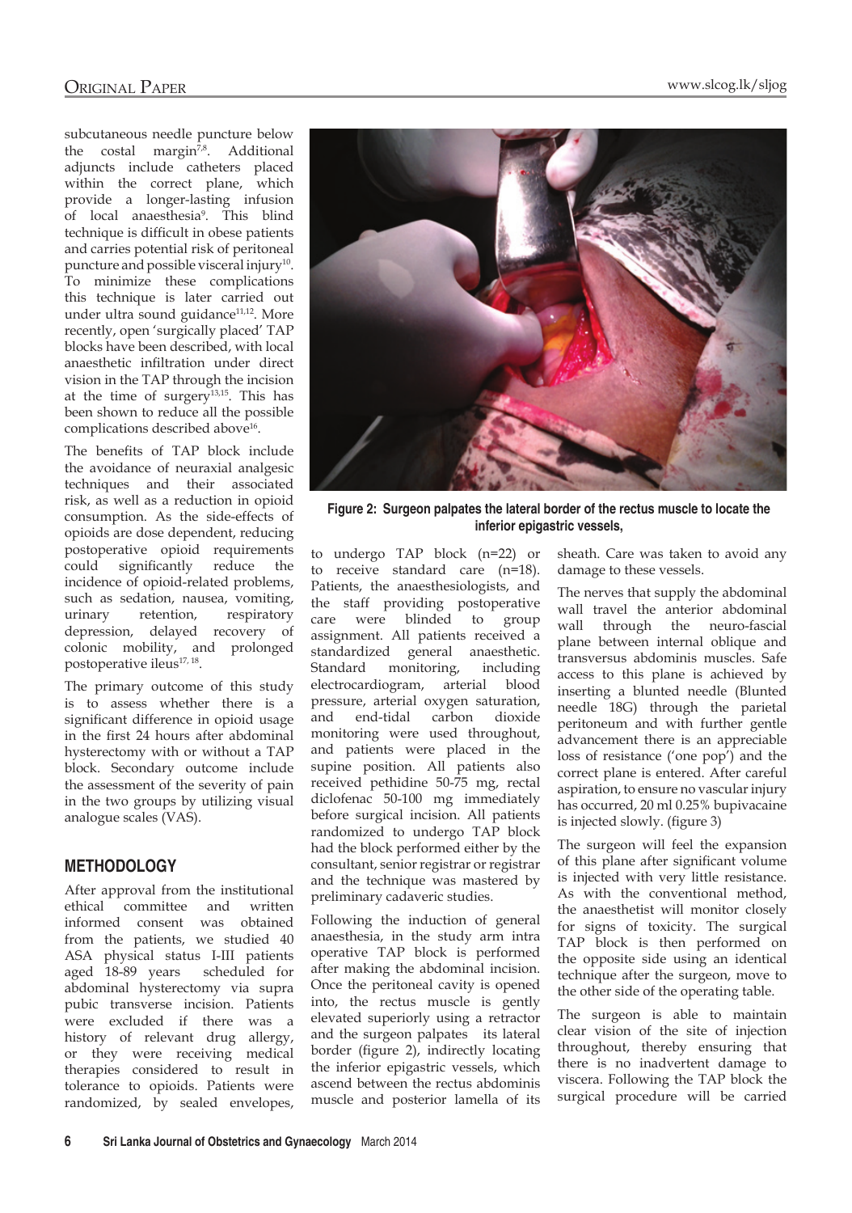subcutaneous needle puncture below the costal margin[7,8]. Additional adjuncts include catheters placed within the correct plane, which provide a longer-lasting infusion of local anaesthesia[9]. This blind technique is difficult in obese patients and carries potential risk of peritoneal puncture and possible visceral injury[10]. To minimize these complications this technique is later carried out under ultra sound guidance[11,12]. More recently, open 'surgically placed' TAP blocks have been described, with local anaesthetic infiltration under direct vision in the TAP through the incision at the time of surgery[13,15]. This has been shown to reduce all the possible complications described above[16].

The benefits of TAP block include the avoidance of neuraxial analgesic techniques and their associated risk, as well as a reduction in opioid consumption. As the side-effects of opioids are dose dependent, reducing postoperative opioid requirements could significantly reduce the incidence of opioid-related problems, such as sedation, nausea, vomiting, urinary retention, respiratory depression, delayed recovery of colonic mobility, and prolonged postoperative ileus[17, 18].

The primary outcome of this study is to assess whether there is a significant difference in opioid usage in the first 24 hours after abdominal hysterectomy with or without a TAP block. Secondary outcome include the assessment of the severity of pain in the two groups by utilizing visual analogue scales (VAS).

## METHODOLOGY

After approval from the institutional ethical committee and written informed consent was obtained from the patients, we studied 40 ASA physical status I-III patients aged 18-89 years scheduled for abdominal hysterectomy via supra pubic transverse incision. Patients were excluded if there was a history of relevant drug allergy, or they were receiving medical therapies considered to result in tolerance to opioids. Patients were randomized, by sealed envelopes, to undergo TAP block (n=22) or to receive standard care (n=18). Patients, the anaesthesiologists, and the staff providing postoperative care were blinded to group assignment. All patients received a standardized general anaesthetic. Standard monitoring, including electrocardiogram, arterial blood pressure, arterial oxygen saturation, and end-tidal carbon dioxide monitoring were used throughout, and patients were placed in the supine position. All patients also received pethidine 50-75 mg, rectal diclofenac 50-100 mg immediately before surgical incision. All patients randomized to undergo TAP block had the block performed either by the consultant, senior registrar or registrar and the technique was mastered by preliminary cadaveric studies.

**Figure 2: Surgeon palpates the lateral border of the rectus muscle to locate the inferior epigastric vessels,**

Following the induction of general anaesthesia, in the study arm intra operative TAP block is performed after making the abdominal incision. Once the peritoneal cavity is opened into, the rectus muscle is gently elevated superiorly using a retractor and the surgeon palpates its lateral border (figure 2), indirectly locating the inferior epigastric vessels, which ascend between the rectus abdominis muscle and posterior lamella of its sheath. Care was taken to avoid any damage to these vessels.

The nerves that supply the abdominal wall travel the anterior abdominal wall through the neuro-fascial plane between internal oblique and transversus abdominis muscles. Safe access to this plane is achieved by inserting a blunted needle (Blunted needle 18G) through the parietal peritoneum and with further gentle advancement there is an appreciable loss of resistance ('one pop') and the correct plane is entered. After careful aspiration, to ensure no vascular injury has occurred, 20 ml 0.25% bupivacaine is injected slowly. (figure 3)

The surgeon will feel the expansion of this plane after significant volume is injected with very little resistance. As with the conventional method, the anaesthetist will monitor closely for signs of toxicity. The surgical TAP block is then performed on the opposite side using an identical technique after the surgeon, move to the other side of the operating table.

The surgeon is able to maintain clear vision of the site of injection throughout, thereby ensuring that there is no inadvertent damage to viscera. Following the TAP block the surgical procedure will be carried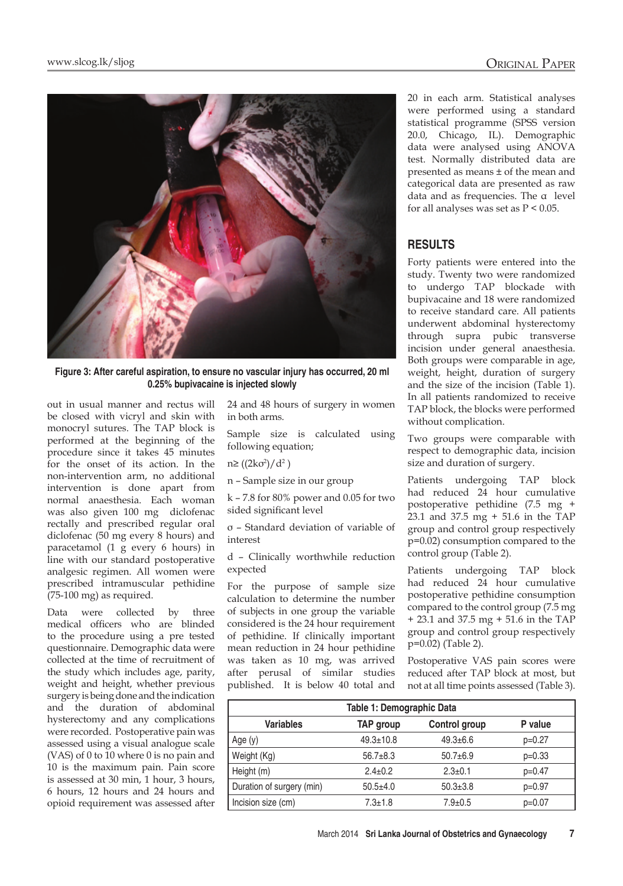Figure 3: After careful aspiration, to ensure no vascular injury has occurred, 20 ml 0.25% bupivacaine is injected slowly

out in usual manner and rectus will be closed with vicryl and skin with monocryl sutures. The TAP block is performed at the beginning of the procedure since it takes 45 minutes for the onset of its action. In the non-intervention arm, no additional intervention is done apart from normal anaesthesia. Each woman was also given 100 mg diclofenac rectally and prescribed regular oral diclofenac (50 mg every 8 hours) and paracetamol (1 g every 6 hours) in line with our standard postoperative analgesic regimen. All women were prescribed intramuscular pethidine (75-100 mg) as required.

Data were collected by three medical officers who are blinded to the procedure using a pre tested questionnaire. Demographic data were collected at the time of recruitment of the study which includes age, parity, weight and height, whether previous surgery is being done and the indication and the duration of abdominal hysterectomy and any complications were recorded. Postoperative pain was assessed using a visual analogue scale (VAS) of 0 to 10 where 0 is no pain and 10 is the maximum pain. Pain score is assessed at 30 min, 1 hour, 3 hours, 6 hours, 12 hours and 24 hours and opioid requirement was assessed after 24 and 48 hours of surgery in women in both arms.

Sample size is calculated using following equation;

$n \geq ((2k\sigma^2)/d^2)$

n – Sample size in our group

k – 7.8 for 80% power and 0.05 for two sided significant level

σ – Standard deviation of variable of interest

d – Clinically worthwhile reduction expected

For the purpose of sample size calculation to determine the number of subjects in one group the variable considered is the 24 hour requirement of pethidine. If clinically important mean reduction in 24 hour pethidine was taken as 10 mg, was arrived after perusal of similar studies published. It is below 40 total and 20 in each arm. Statistical analyses were performed using a standard statistical programme (SPSS version 20.0, Chicago, IL). Demographic data were analysed using ANOVA test. Normally distributed data are presented as means ± of the mean and categorical data are presented as raw data and as frequencies. The α level for all analyses was set as $P < 0.05$.

## RESULTS

Forty patients were entered into the study. Twenty two were randomized to undergo TAP blockade with bupivacaine and 18 were randomized to receive standard care. All patients underwent abdominal hysterectomy through supra pubic transverse incision under general anaesthesia. Both groups were comparable in age, weight, height, duration of surgery and the size of the incision (Table 1). In all patients randomized to receive TAP block, the blocks were performed without complication.

Two groups were comparable with respect to demographic data, incision size and duration of surgery.

Patients undergoing TAP block had reduced 24 hour cumulative postoperative pethidine (7.5 mg + 23.1 and 37.5 mg + 51.6 in the TAP group and control group respectively p=0.02) consumption compared to the control group (Table 2).

Patients undergoing TAP block had reduced 24 hour cumulative postoperative pethidine consumption compared to the control group (7.5 mg + 23.1 and 37.5 mg + 51.6 in the TAP group and control group respectively p=0.02) (Table 2).

Postoperative VAS pain scores were reduced after TAP block at most, but not at all time points assessed (Table 3).

**Table 1: Demographic Data**

| Variables | TAP group | Control group | P value |
|---|---|---|---|
| Age (y) | 49.3±10.8 | 49.3±6.6 | p=0.27 |
| Weight (Kg) | 56.7±8.3 | 50.7±6.9 | p=0.33 |
| Height (m) | 2.4±0.2 | 2.3±0.1 | p=0.47 |
| Duration of surgery (min) | 50.5±4.0 | 50.3±3.8 | p=0.97 |
| Incision size (cm) | 7.3±1.8 | 7.9±0.5 | p=0.07 |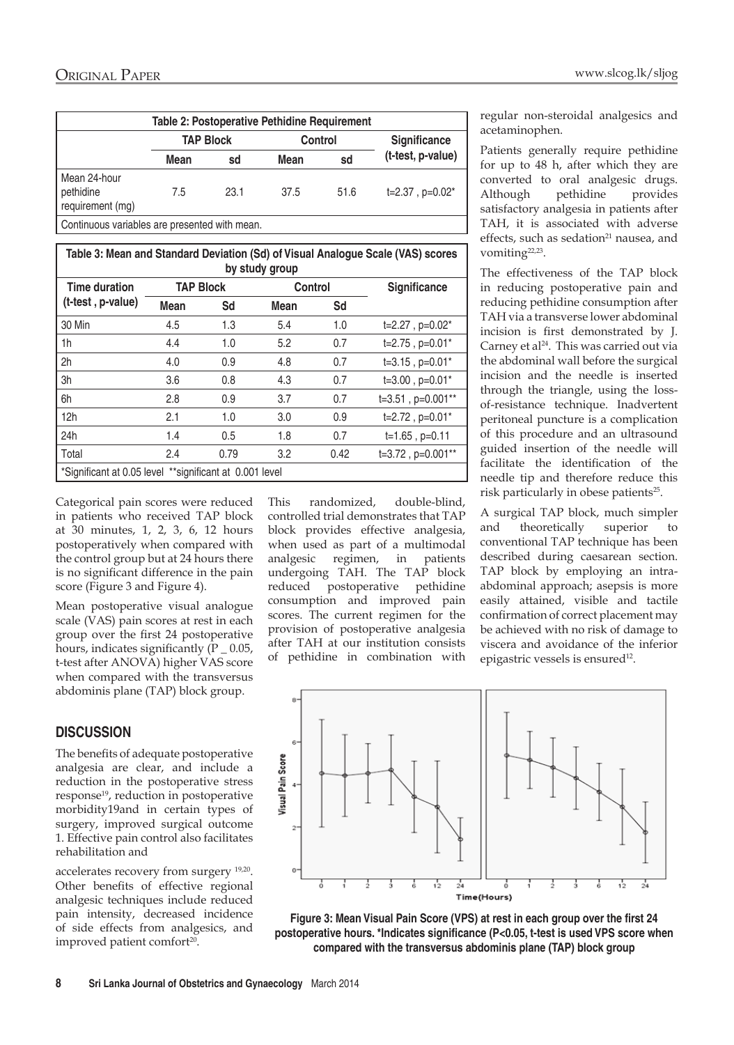| Table 2: Postoperative Pethidine Requirement | | | | | |
|---|---|---|---|---|---|
| | TAP Block | | Control | | Significance |
| | Mean | sd | Mean | sd | (t-test, p-value) |
| Mean 24-hour pethidine requirement (mg) | 7.5 | 23.1 | 37.5 | 51.6 | t=2.37 , p=0.02* |
| Continuous variables are presented with mean. | | | | | |

| Table 3: Mean and Standard Deviation (Sd) of Visual Analogue Scale (VAS) scores by study group | | | | | |
|---|---|---|---|---|---|
| Time duration (t-test , p-value) | TAP Block | | Control | | Significance |
| | Mean | Sd | Mean | Sd | |
| 30 Min | 4.5 | 1.3 | 5.4 | 1.0 | t=2.27 , p=0.02* |
| 1h | 4.4 | 1.0 | 5.2 | 0.7 | t=2.75 , p=0.01* |
| 2h | 4.0 | 0.9 | 4.8 | 0.7 | t=3.15 , p=0.01* |
| 3h | 3.6 | 0.8 | 4.3 | 0.7 | t=3.00 , p=0.01* |
| 6h | 2.8 | 0.9 | 3.7 | 0.7 | t=3.51 , p=0.001** |
| 12h | 2.1 | 1.0 | 3.0 | 0.9 | t=2.72 , p=0.01* |
| 24h | 1.4 | 0.5 | 1.8 | 0.7 | t=1.65 , p=0.11 |
| Total | 2.4 | 0.79 | 3.2 | 0.42 | t=3.72 , p=0.001** |
| *Significant at 0.05 level **significant at 0.001 level | | | | | |

Categorical pain scores were reduced in patients who received TAP block at 30 minutes, 1, 2, 3, 6, 12 hours postoperatively when compared with the control group but at 24 hours there is no significant difference in the pain score (Figure 3 and Figure 4).

Mean postoperative visual analogue scale (VAS) pain scores at rest in each group over the first 24 postoperative hours, indicates significantly (P _ 0.05, t-test after ANOVA) higher VAS score when compared with the transversus abdominis plane (TAP) block group.

## DISCUSSION

The benefits of adequate postoperative analgesia are clear, and include a reduction in the postoperative stress response[19], reduction in postoperative morbidity19and in certain types of surgery, improved surgical outcome 1. Effective pain control also facilitates rehabilitation and

accelerates recovery from surgery [19,20]. Other benefits of effective regional analgesic techniques include reduced pain intensity, decreased incidence of side effects from analgesics, and improved patient comfort[20].

This randomized, double-blind, controlled trial demonstrates that TAP block provides effective analgesia, when used as part of a multimodal analgesic regimen, in patients undergoing TAH. The TAP block reduced postoperative pethidine consumption and improved pain scores. The current regimen for the provision of postoperative analgesia after TAH at our institution consists of pethidine in combination with regular non-steroidal analgesics and acetaminophen.

Patients generally require pethidine for up to 48 h, after which they are converted to oral analgesic drugs. Although pethidine provides satisfactory analgesia in patients after TAH, it is associated with adverse effects, such as sedation[21] nausea, and vomiting[22,23].

The effectiveness of the TAP block in reducing postoperative pain and reducing pethidine consumption after TAH via a transverse lower abdominal incision is first demonstrated by J. Carney et al[24]. This was carried out via the abdominal wall before the surgical incision and the needle is inserted through the triangle, using the loss-of-resistance technique. Inadvertent peritoneal puncture is a complication of this procedure and an ultrasound guided insertion of the needle will facilitate the identification of the needle tip and therefore reduce this risk particularly in obese patients[25].

A surgical TAP block, much simpler and theoretically superior to conventional TAP technique has been described during caesarean section. TAP block by employing an intra-abdominal approach; asepsis is more easily attained, visible and tactile confirmation of correct placement may be achieved with no risk of damage to viscera and avoidance of the inferior epigastric vessels is ensured[12].

**Figure 3: Mean Visual Pain Score (VPS) at rest in each group over the first 24 postoperative hours. *Indicates significance (P<0.05, t-test is used VPS score when compared with the transversus abdominis plane (TAP) block group**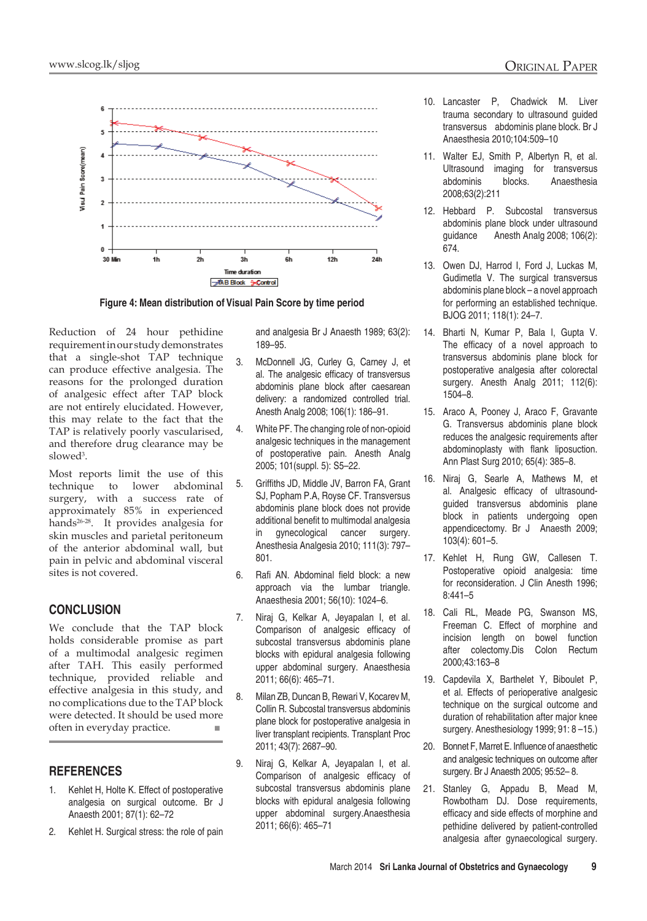Figure 4: Mean distribution of Visual Pain Score by time period

Reduction of 24 hour pethidine requirement in our study demonstrates that a single-shot TAP technique can produce effective analgesia. The reasons for the prolonged duration of analgesic effect after TAP block are not entirely elucidated. However, this may relate to the fact that the TAP is relatively poorly vascularised, and therefore drug clearance may be slowed[3].

Most reports limit the use of this technique to lower abdominal surgery, with a success rate of approximately 85% in experienced hands[26-28]. It provides analgesia for skin muscles and parietal peritoneum of the anterior abdominal wall, but pain in pelvic and abdominal visceral sites is not covered.

## CONCLUSION

We conclude that the TAP block holds considerable promise as part of a multimodal analgesic regimen after TAH. This easily performed technique, provided reliable and effective analgesia in this study, and no complications due to the TAP block were detected. It should be used more often in everyday practice.

## REFERENCES

1. Kehlet H, Holte K. Effect of postoperative analgesia on surgical outcome. Br J Anaesth 2001; 87(1): 62–72
2. Kehlet H. Surgical stress: the role of pain and analgesia Br J Anaesth 1989; 63(2): 189–95.
3. McDonnell JG, Curley G, Carney J, et al. The analgesic efficacy of transversus abdominis plane block after caesarean delivery: a randomized controlled trial. Anesth Analg 2008; 106(1): 186–91.
4. White PF. The changing role of non-opioid analgesic techniques in the management of postoperative pain. Anesth Analg 2005; 101(suppl. 5): S5–22.
5. Griffiths JD, Middle JV, Barron FA, Grant SJ, Popham P.A, Royse CF. Transversus abdominis plane block does not provide additional benefit to multimodal analgesia in gynecological cancer surgery. Anesthesia Analgesia 2010; 111(3): 797–801.
6. Rafi AN. Abdominal field block: a new approach via the lumbar triangle. Anaesthesia 2001; 56(10): 1024–6.
7. Niraj G, Kelkar A, Jeyapalan I, et al. Comparison of analgesic efficacy of subcostal transversus abdominis plane blocks with epidural analgesia following upper abdominal surgery. Anaesthesia 2011; 66(6): 465–71.
8. Milan ZB, Duncan B, Rewari V, Kocarev M, Collin R. Subcostal transversus abdominis plane block for postoperative analgesia in liver transplant recipients. Transplant Proc 2011; 43(7): 2687–90.
9. Niraj G, Kelkar A, Jeyapalan I, et al. Comparison of analgesic efficacy of subcostal transversus abdominis plane blocks with epidural analgesia following upper abdominal surgery.Anaesthesia 2011; 66(6): 465–71
10. Lancaster P, Chadwick M. Liver trauma secondary to ultrasound guided transversus abdominis plane block. Br J Anaesthesia 2010;104:509–10
11. Walter EJ, Smith P, Albertyn R, et al. Ultrasound imaging for transversus abdominis blocks. Anaesthesia 2008;63(2):211
12. Hebbard P. Subcostal transversus abdominis plane block under ultrasound guidance Anesth Analg 2008; 106(2): 674.
13. Owen DJ, Harrod I, Ford J, Luckas M, Gudimetla V. The surgical transversus abdominis plane block – a novel approach for performing an established technique. BJOG 2011; 118(1): 24–7.
14. Bharti N, Kumar P, Bala I, Gupta V. The efficacy of a novel approach to transversus abdominis plane block for postoperative analgesia after colorectal surgery. Anesth Analg 2011; 112(6): 1504–8.
15. Araco A, Pooney J, Araco F, Gravante G. Transversus abdominis plane block reduces the analgesic requirements after abdominoplasty with flank liposuction. Ann Plast Surg 2010; 65(4): 385–8.
16. Niraj G, Searle A, Mathews M, et al. Analgesic efficacy of ultrasound-guided transversus abdominis plane block in patients undergoing open appendicectomy. Br J Anaesth 2009; 103(4): 601–5.
17. Kehlet H, Rung GW, Callesen T. Postoperative opioid analgesia: time for reconsideration. J Clin Anesth 1996; 8:441–5
18. Cali RL, Meade PG, Swanson MS, Freeman C. Effect of morphine and incision length on bowel function after colectomy.Dis Colon Rectum 2000;43:163–8
19. Capdevila X, Barthelet Y, Biboulet P, et al. Effects of perioperative analgesic technique on the surgical outcome and duration of rehabilitation after major knee surgery. Anesthesiology 1999; 91: 8 –15.)
20. Bonnet F, Marret E. Influence of anaesthetic and analgesic techniques on outcome after surgery. Br J Anaesth 2005; 95:52– 8.
21. Stanley G, Appadu B, Mead M, Rowbotham DJ. Dose requirements, efficacy and side effects of morphine and pethidine delivered by patient-controlled analgesia after gynaecological surgery.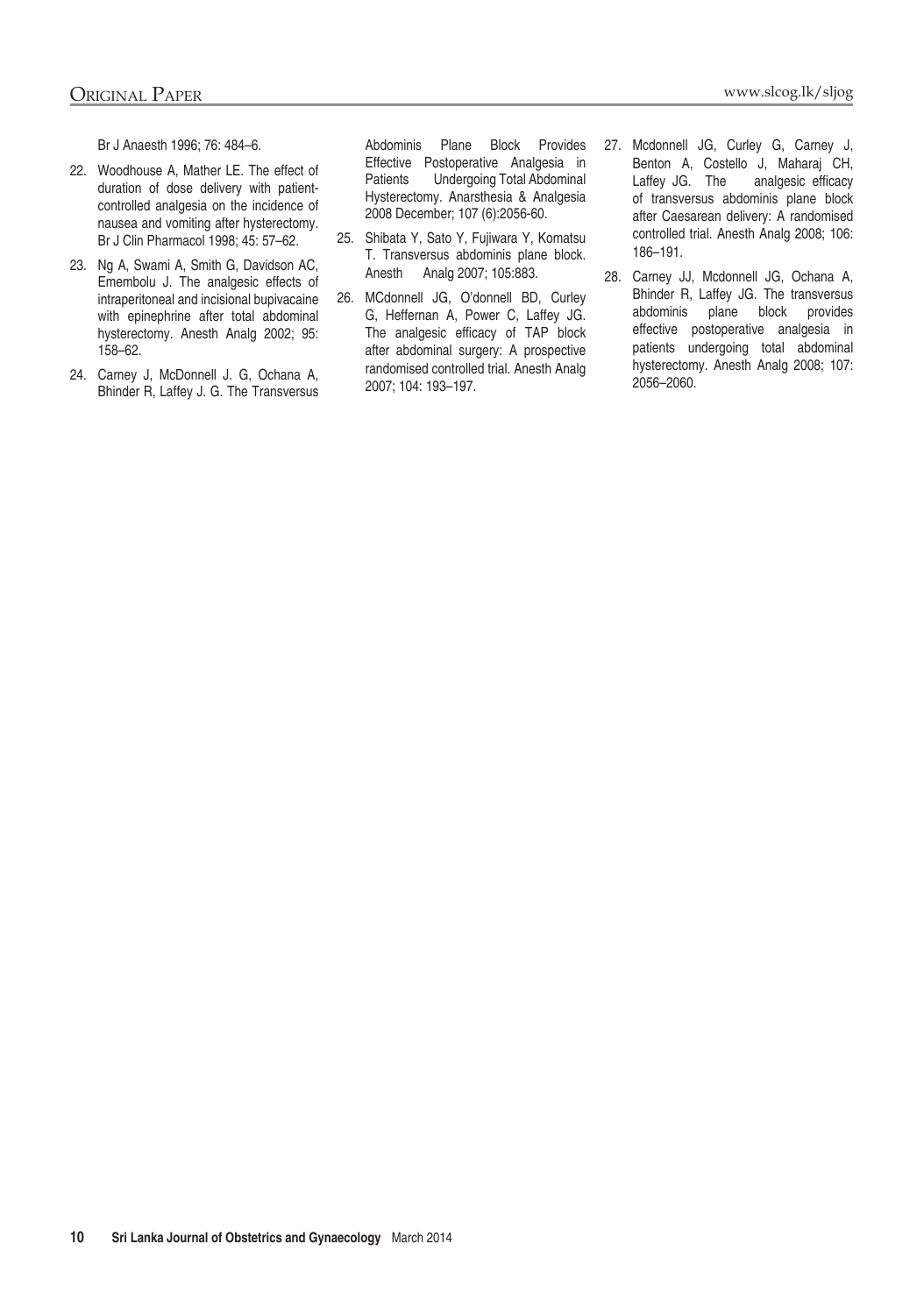Br J Anaesth 1996; 76: 484–6.

22. Woodhouse A, Mather LE. The effect of duration of dose delivery with patient-controlled analgesia on the incidence of nausea and vomiting after hysterectomy. Br J Clin Pharmacol 1998; 45: 57–62.

23. Ng A, Swami A, Smith G, Davidson AC, Emembolu J. The analgesic effects of intraperitoneal and incisional bupivacaine with epinephrine after total abdominal hysterectomy. Anesth Analg 2002; 95: 158–62.

24. Carney J, McDonnell J. G, Ochana A, Bhinder R, Laffey J. G. The Transversus Abdominis Plane Block Provides Effective Postoperative Analgesia in Patients Undergoing Total Abdominal Hysterectomy. Anarsthesia & Analgesia 2008 December; 107 (6):2056-60.

25. Shibata Y, Sato Y, Fujiwara Y, Komatsu T. Transversus abdominis plane block. Anesth Analg 2007; 105:883.

26. MCdonnell JG, O'donnell BD, Curley G, Heffernan A, Power C, Laffey JG. The analgesic efficacy of TAP block after abdominal surgery: A prospective randomised controlled trial. Anesth Analg 2007; 104: 193–197.

27. Mcdonnell JG, Curley G, Carney J, Benton A, Costello J, Maharaj CH, Laffey JG. The analgesic efficacy of transversus abdominis plane block after Caesarean delivery: A randomised controlled trial. Anesth Analg 2008; 106: 186–191.

28. Carney JJ, Mcdonnell JG, Ochana A, Bhinder R, Laffey JG. The transversus abdominis plane block provides effective postoperative analgesia in patients undergoing total abdominal hysterectomy. Anesth Analg 2008; 107: 2056–2060.